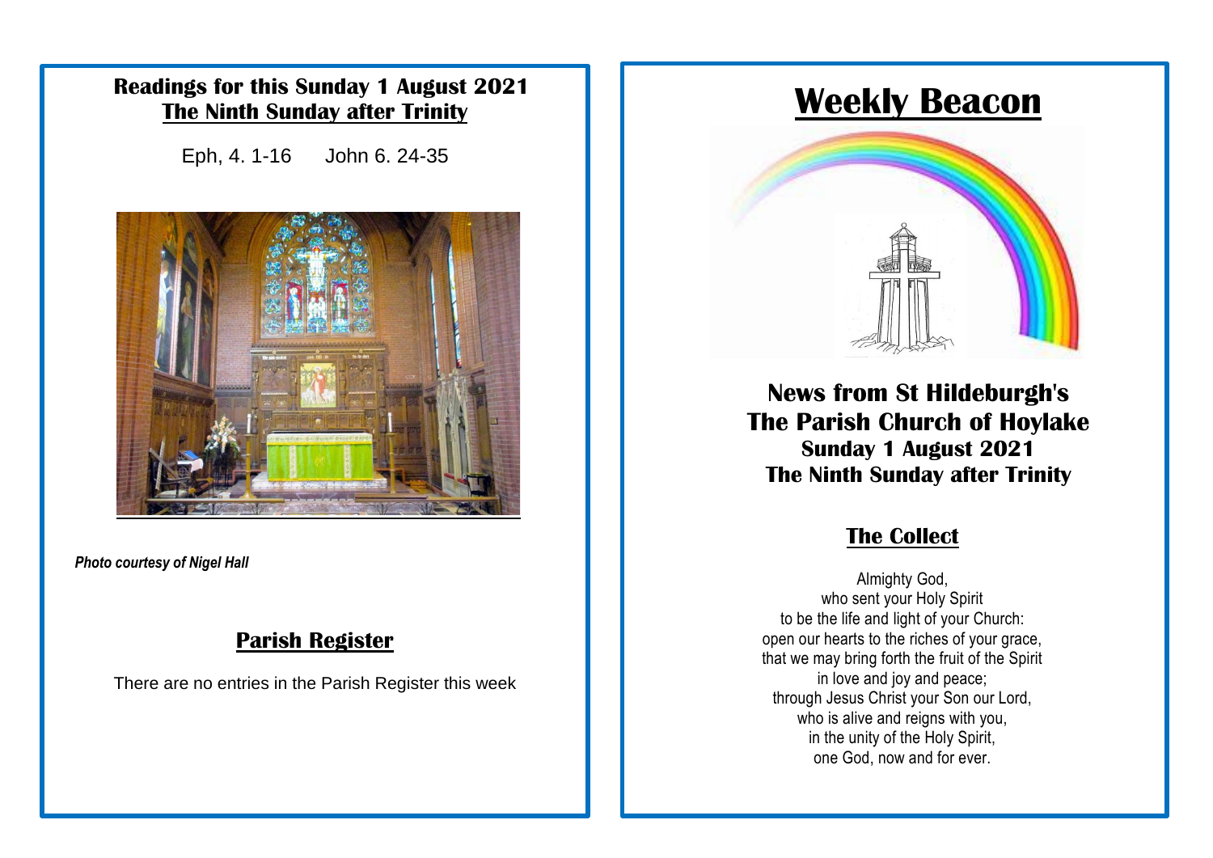## Readings for this Sunday 1 August 2021

## The Ninth Sunday after Trinity

Eph, 4. 1-16 John 6. 24-35

*Photo courtesy of Nigel Hall*

## Parish Register

There are no entries in the Parish Register this week

# Weekly Beacon

## News from St Hildeburgh's
## The Parish Church of Hoylake
### Sunday 1 August 2021
### The Ninth Sunday after Trinity

## The Collect

Almighty God,
who sent your Holy Spirit
to be the life and light of your Church:
open our hearts to the riches of your grace,
that we may bring forth the fruit of the Spirit
in love and joy and peace;
through Jesus Christ your Son our Lord,
who is alive and reigns with you,
in the unity of the Holy Spirit,
one God, now and for ever.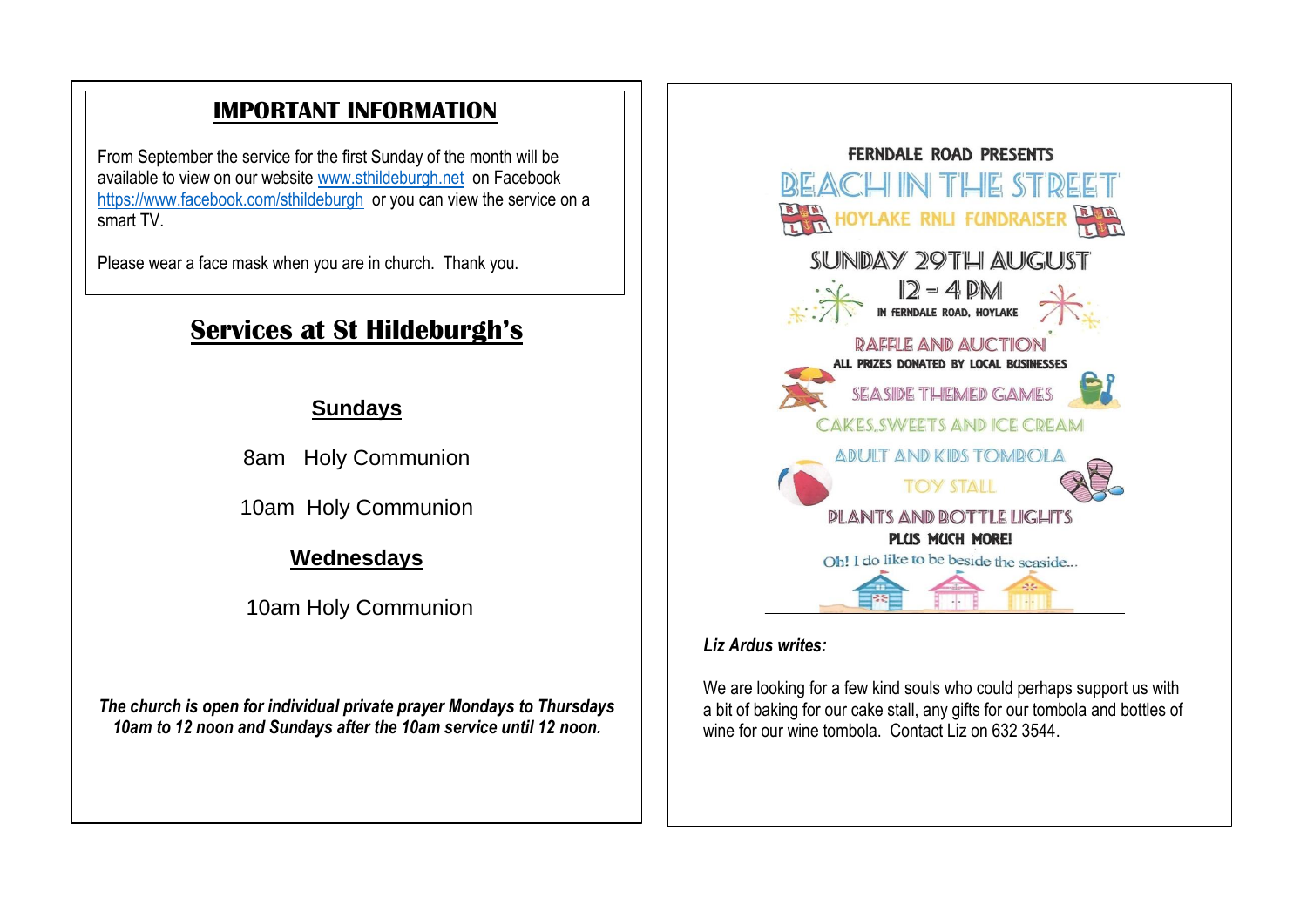## IMPORTANT INFORMATION

From September the service for the first Sunday of the month will be available to view on our website www.sthildeburgh.net on Facebook https://www.facebook.com/sthildeburgh or you can view the service on a smart TV.

Please wear a face mask when you are in church. Thank you.

## Services at St Hildeburgh's

### Sundays

8am Holy Communion

10am Holy Communion

### Wednesdays

10am Holy Communion

***The church is open for individual private prayer Mondays to Thursdays 10am to 12 noon and Sundays after the 10am service until 12 noon.***

FERNDALE ROAD PRESENTS

# BEACH IN THE STREET

HOYLAKE RNLI FUNDRAISER

SUNDAY 29TH AUGUST

12 – 4 PM

IN FERNDALE ROAD, HOYLAKE

RAFFLE AND AUCTION

ALL PRIZES DONATED BY LOCAL BUSINESSES

SEASIDE THEMED GAMES

CAKES,SWEETS AND ICE CREAM

ADULT AND KIDS TOMBOLA

TOY STALL

PLANTS AND BOTTLE LIGHTS

PLUS MUCH MORE!

Oh! I do like to be beside the seaside...

***Liz Ardus writes:***

We are looking for a few kind souls who could perhaps support us with a bit of baking for our cake stall, any gifts for our tombola and bottles of wine for our wine tombola. Contact Liz on 632 3544.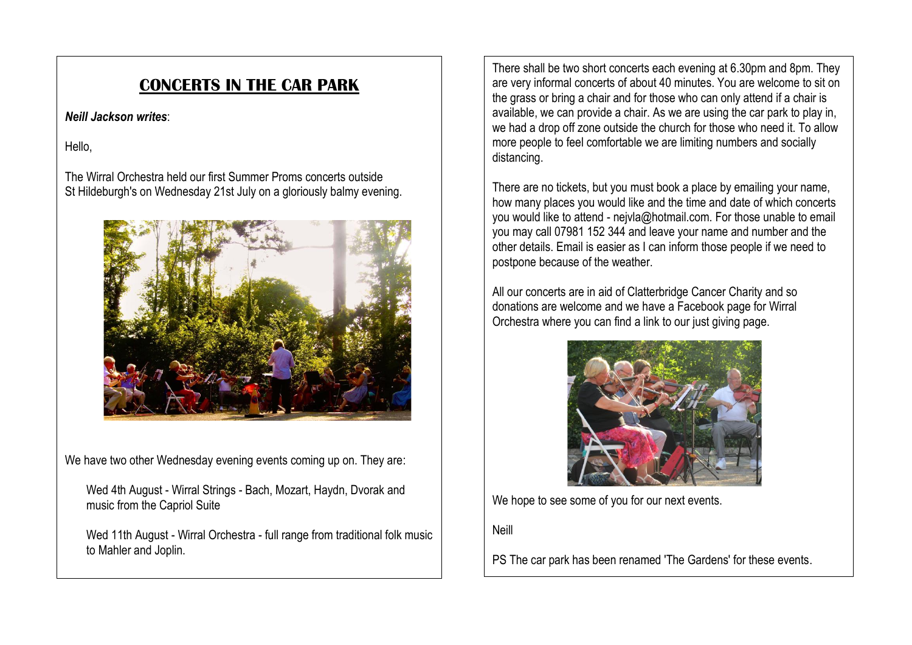# CONCERTS IN THE CAR PARK

***Neill Jackson writes***:

Hello,

The Wirral Orchestra held our first Summer Proms concerts outside St Hildeburgh's on Wednesday 21st July on a gloriously balmy evening.

We have two other Wednesday evening events coming up on. They are:

Wed 4th August - Wirral Strings - Bach, Mozart, Haydn, Dvorak and music from the Capriol Suite

Wed 11th August - Wirral Orchestra - full range from traditional folk music to Mahler and Joplin.

There shall be two short concerts each evening at 6.30pm and 8pm. They are very informal concerts of about 40 minutes. You are welcome to sit on the grass or bring a chair and for those who can only attend if a chair is available, we can provide a chair. As we are using the car park to play in, we had a drop off zone outside the church for those who need it. To allow more people to feel comfortable we are limiting numbers and socially distancing.

There are no tickets, but you must book a place by emailing your name, how many places you would like and the time and date of which concerts you would like to attend - nejvla@hotmail.com. For those unable to email you may call 07981 152 344 and leave your name and number and the other details. Email is easier as I can inform those people if we need to postpone because of the weather.

All our concerts are in aid of Clatterbridge Cancer Charity and so donations are welcome and we have a Facebook page for Wirral Orchestra where you can find a link to our just giving page.

We hope to see some of you for our next events.

Neill

PS The car park has been renamed 'The Gardens' for these events.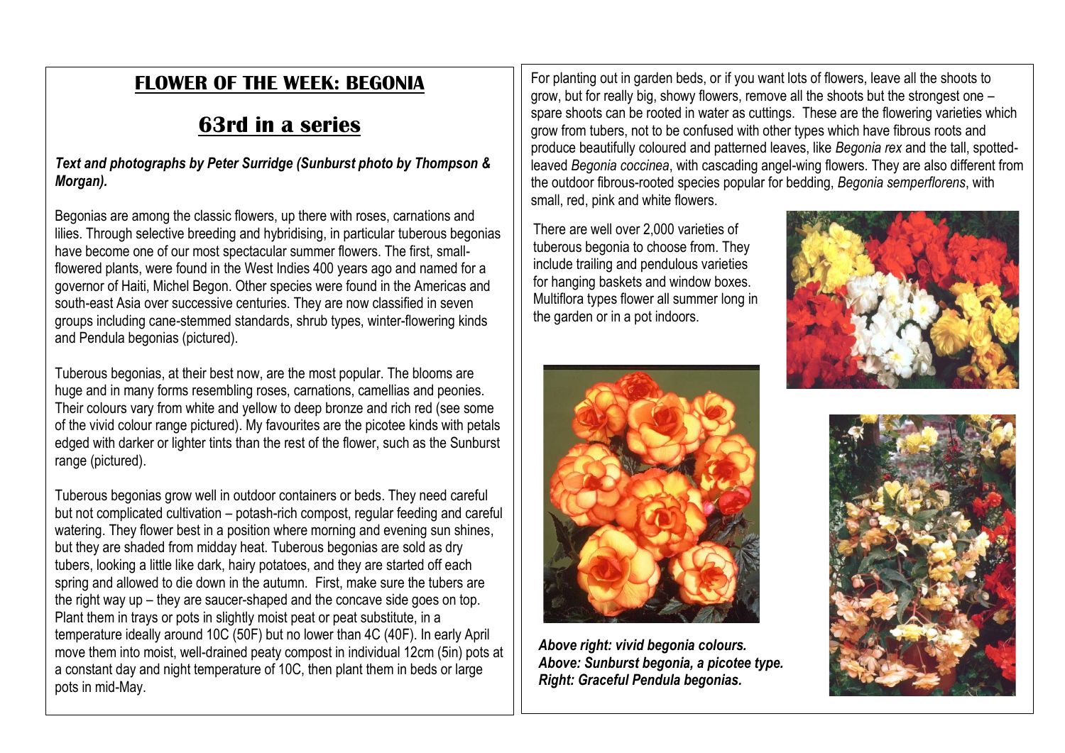# FLOWER OF THE WEEK: BEGONIA

## 63rd in a series

***Text and photographs by Peter Surridge (Sunburst photo by Thompson & Morgan).***

Begonias are among the classic flowers, up there with roses, carnations and lilies. Through selective breeding and hybridising, in particular tuberous begonias have become one of our most spectacular summer flowers. The first, small-flowered plants, were found in the West Indies 400 years ago and named for a governor of Haiti, Michel Begon. Other species were found in the Americas and south-east Asia over successive centuries. They are now classified in seven groups including cane-stemmed standards, shrub types, winter-flowering kinds and Pendula begonias (pictured).

Tuberous begonias, at their best now, are the most popular. The blooms are huge and in many forms resembling roses, carnations, camellias and peonies. Their colours vary from white and yellow to deep bronze and rich red (see some of the vivid colour range pictured). My favourites are the picotee kinds with petals edged with darker or lighter tints than the rest of the flower, such as the Sunburst range (pictured).

Tuberous begonias grow well in outdoor containers or beds. They need careful but not complicated cultivation – potash-rich compost, regular feeding and careful watering. They flower best in a position where morning and evening sun shines, but they are shaded from midday heat. Tuberous begonias are sold as dry tubers, looking a little like dark, hairy potatoes, and they are started off each spring and allowed to die down in the autumn. First, make sure the tubers are the right way up – they are saucer-shaped and the concave side goes on top. Plant them in trays or pots in slightly moist peat or peat substitute, in a temperature ideally around 10C (50F) but no lower than 4C (40F). In early April move them into moist, well-drained peaty compost in individual 12cm (5in) pots at a constant day and night temperature of 10C, then plant them in beds or large pots in mid-May.

For planting out in garden beds, or if you want lots of flowers, leave all the shoots to grow, but for really big, showy flowers, remove all the shoots but the strongest one – spare shoots can be rooted in water as cuttings. These are the flowering varieties which grow from tubers, not to be confused with other types which have fibrous roots and produce beautifully coloured and patterned leaves, like *Begonia rex* and the tall, spotted-leaved *Begonia coccinea*, with cascading angel-wing flowers. They are also different from the outdoor fibrous-rooted species popular for bedding, *Begonia semperflorens*, with small, red, pink and white flowers.

There are well over 2,000 varieties of tuberous begonia to choose from. They include trailing and pendulous varieties for hanging baskets and window boxes. Multiflora types flower all summer long in the garden or in a pot indoors.

***Above right: vivid begonia colours.***
***Above: Sunburst begonia, a picotee type.***
***Right: Graceful Pendula begonias.***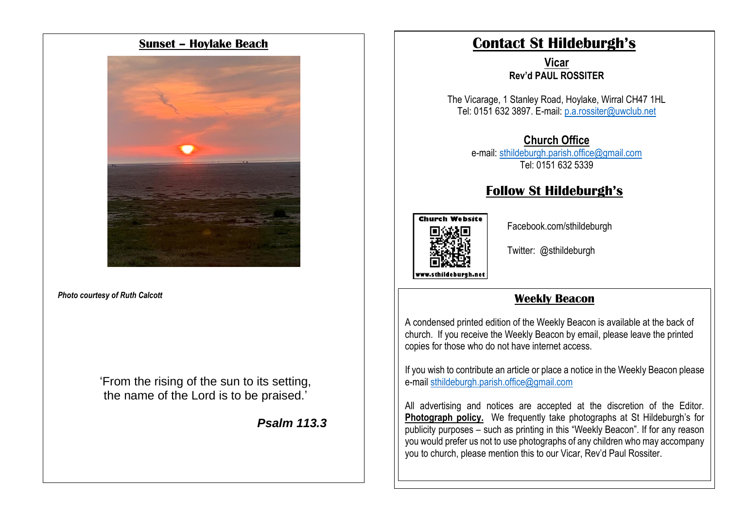## Sunset – Hoylake Beach

*Photo courtesy of Ruth Calcott*

'From the rising of the sun to its setting,
the name of the Lord is to be praised.'

***Psalm 113.3***

# Contact St Hildeburgh's

### Vicar

**Rev'd PAUL ROSSITER**

The Vicarage, 1 Stanley Road, Hoylake, Wirral CH47 1HL
Tel: 0151 632 3897. E-mail: p.a.rossiter@uwclub.net

### Church Office

e-mail: sthildeburgh.parish.office@gmail.com
Tel: 0151 632 5339

# Follow St Hildeburgh's

Church Website
www.sthildeburgh.net

Facebook.com/sthildeburgh

Twitter: @sthildeburgh

## Weekly Beacon

A condensed printed edition of the Weekly Beacon is available at the back of church. If you receive the Weekly Beacon by email, please leave the printed copies for those who do not have internet access.

If you wish to contribute an article or place a notice in the Weekly Beacon please e-mail sthildeburgh.parish.office@gmail.com

All advertising and notices are accepted at the discretion of the Editor. **Photograph policy.** We frequently take photographs at St Hildeburgh's for publicity purposes – such as printing in this "Weekly Beacon". If for any reason you would prefer us not to use photographs of any children who may accompany you to church, please mention this to our Vicar, Rev'd Paul Rossiter.